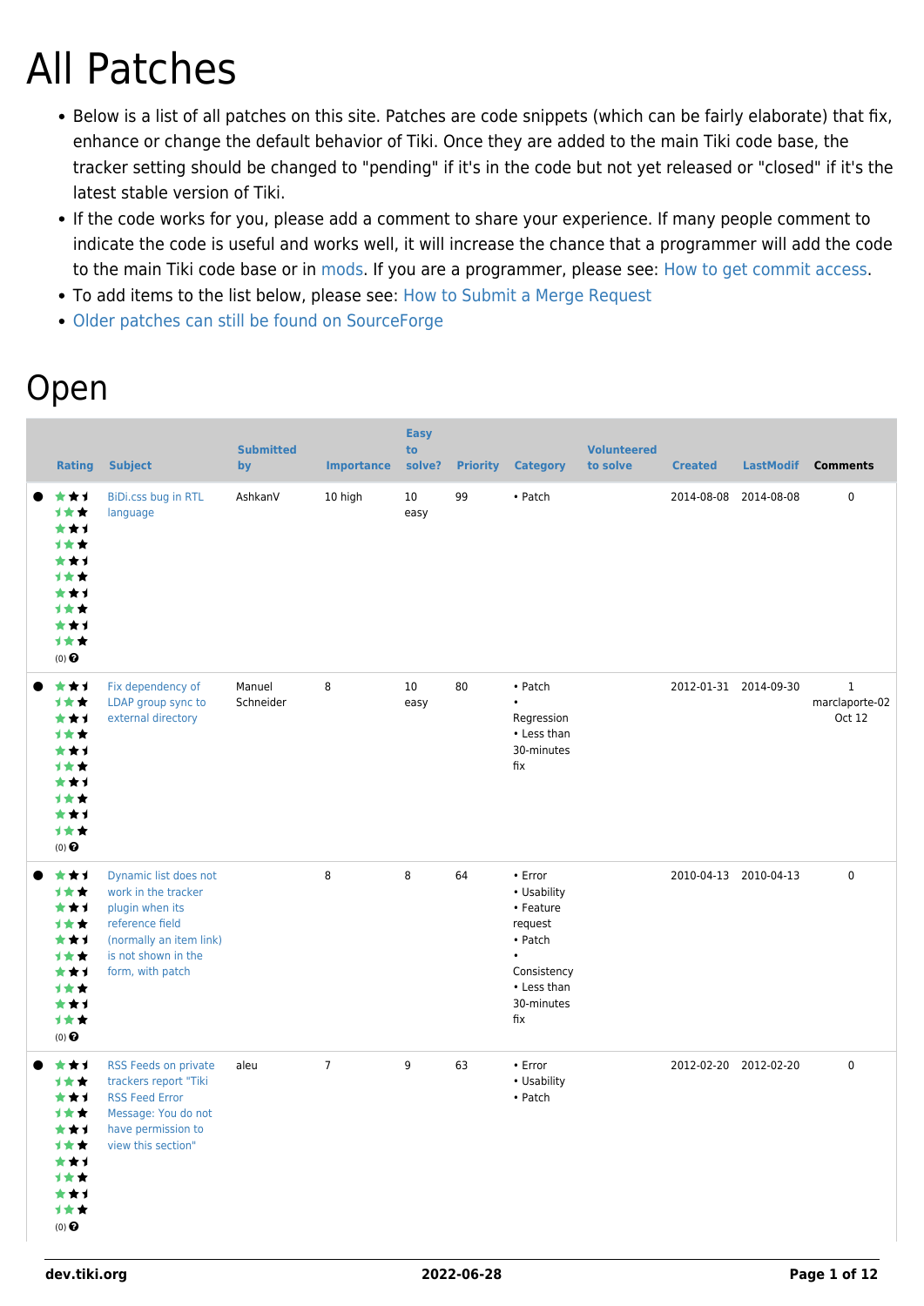# All Patches

- Below is a list of all patches on this site. Patches are code snippets (which can be fairly elaborate) that fix, enhance or change the default behavior of Tiki. Once they are added to the main Tiki code base, the tracker setting should be changed to "pending" if it's in the code but not yet released or "closed" if it's the latest stable version of Tiki.
- If the code works for you, please add a comment to share your experience. If many people comment to indicate the code is useful and works well, it will increase the chance that a programmer will add the code to the main Tiki code base or in mods. If you are a programmer, please see: How to get commit access.
- To add items to the list below, please see: How to Submit a Merge Request
- Older patches can still be found on SourceForge

# Open

| Rating | Subject | Submitted by | Importance | Easy to solve? | Priority | Category | Volunteered to solve | Created | LastModif | Comments |
|---|---|---|---|---|---|---|---|---|---|---|
| (0) | BiDi.css bug in RTL language | AshkanV | 10 high | 10 easy | 99 | • Patch | | 2014-08-08 | 2014-08-08 | 0 |
| (0) | Fix dependency of LDAP group sync to external directory | Manuel Schneider | 8 | 10 easy | 80 | • Patch • Regression • Less than 30-minutes fix | | 2012-01-31 | 2014-09-30 | 1 marclaporte-02 Oct 12 |
| (0) | Dynamic list does not work in the tracker plugin when its reference field (normally an item link) is not shown in the form, with patch | | 8 | 8 | 64 | • Error • Usability • Feature request • Patch • Consistency • Less than 30-minutes fix | | 2010-04-13 | 2010-04-13 | 0 |
| (0) | RSS Feeds on private trackers report "Tiki RSS Feed Error Message: You do not have permission to view this section" | aleu | 7 | 9 | 63 | • Error • Usability • Patch | | 2012-02-20 | 2012-02-20 | 0 |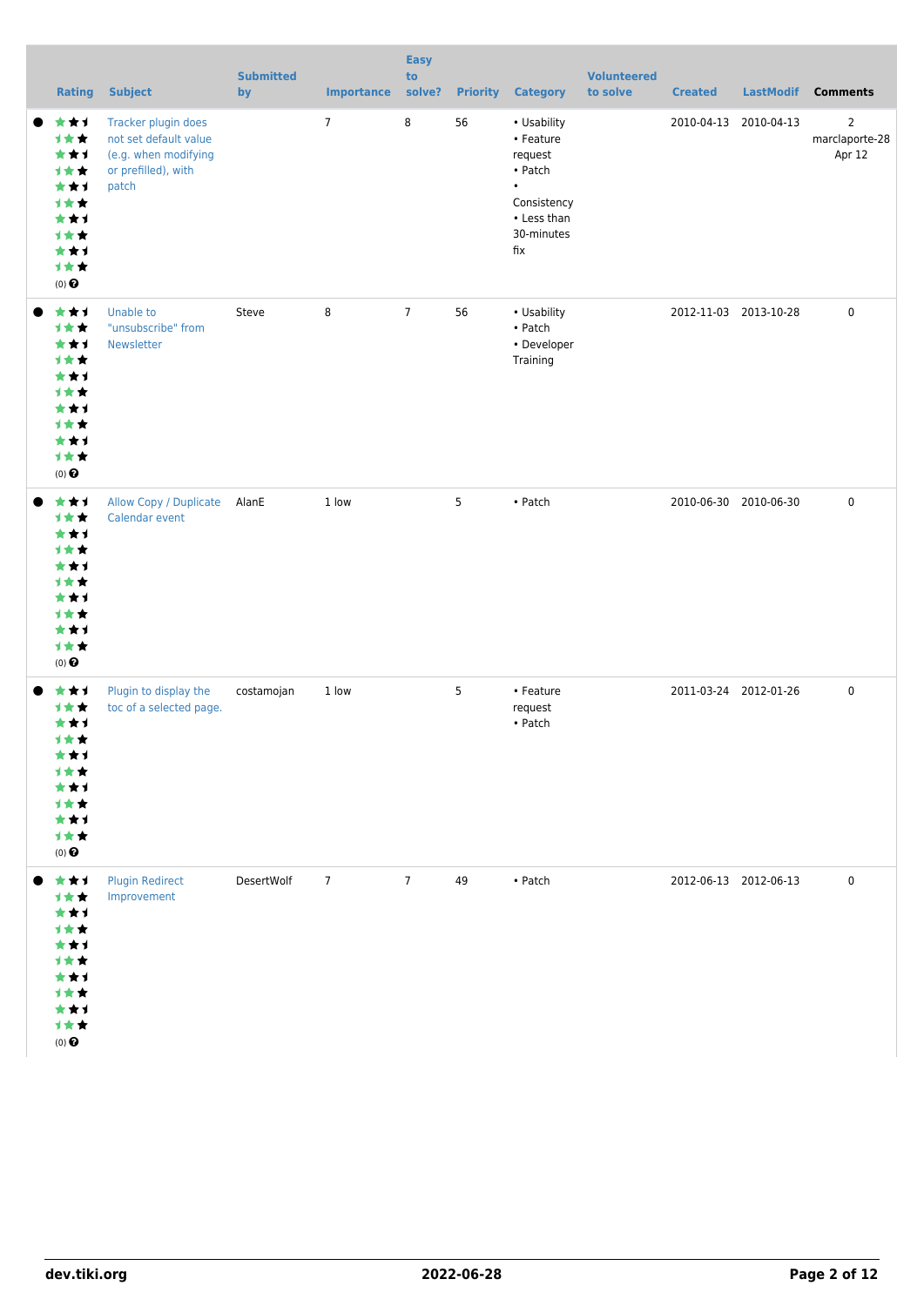| | Rating | Subject | Submitted by | Importance | Easy to solve? | Priority | Category | Volunteered to solve | Created | LastModif | Comments |
|---|---|---|---|---|---|---|---|---|---|---|---|
| ● | (0) | Tracker plugin does not set default value (e.g. when modifying or prefilled), with patch | | 7 | 8 | 56 | • Usability • Feature request • Patch • Consistency • Less than 30-minutes fix | | 2010-04-13 | 2010-04-13 | 2 marclaporte-28 Apr 12 |
| ● | (0) | Unable to "unsubscribe" from Newsletter | Steve | 8 | 7 | 56 | • Usability • Patch • Developer Training | | 2012-11-03 | 2013-10-28 | 0 |
| ● | (0) | Allow Copy / Duplicate Calendar event | AlanE | 1 low | | 5 | • Patch | | 2010-06-30 | 2010-06-30 | 0 |
| ● | (0) | Plugin to display the toc of a selected page. | costamojan | 1 low | | 5 | • Feature request • Patch | | 2011-03-24 | 2012-01-26 | 0 |
| ● | (0) | Plugin Redirect Improvement | DesertWolf | 7 | 7 | 49 | • Patch | | 2012-06-13 | 2012-06-13 | 0 |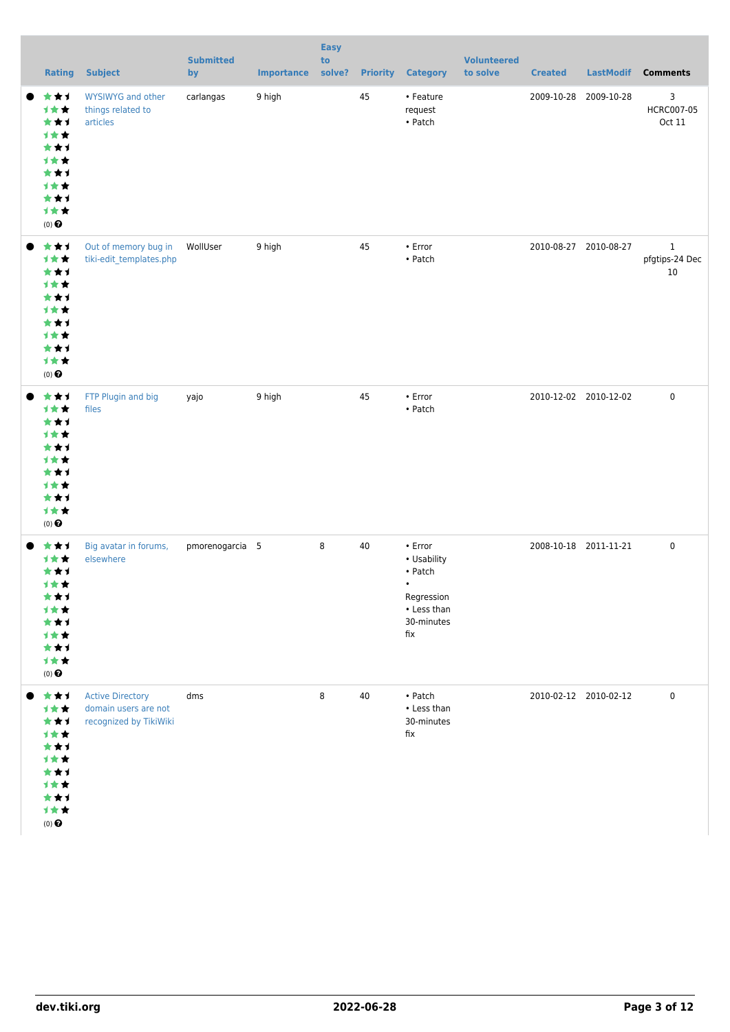| | Rating | Subject | Submitted by | Importance | Easy to solve? | Priority | Category | Volunteered to solve | Created | LastModif | Comments |
|---|---|---|---|---|---|---|---|---|---|---|---|
| | (0) | WYSIWYG and other things related to articles | carlangas | 9 high | | 45 | • Feature request • Patch | | 2009-10-28 | 2009-10-28 | 3 HCRC007-05 Oct 11 |
| | (0) | Out of memory bug in tiki-edit_templates.php | WollUser | 9 high | | 45 | • Error • Patch | | 2010-08-27 | 2010-08-27 | 1 pfgtips-24 Dec 10 |
| | (0) | FTP Plugin and big files | yajo | 9 high | | 45 | • Error • Patch | | 2010-12-02 | 2010-12-02 | 0 |
| | (0) | Big avatar in forums, elsewhere | pmorenogarcia | 5 | 8 | 40 | • Error • Usability • Patch • Regression • Less than 30-minutes fix | | 2008-10-18 | 2011-11-21 | 0 |
| | (0) | Active Directory domain users are not recognized by TikiWiki | dms | | 8 | 40 | • Patch • Less than 30-minutes fix | | 2010-02-12 | 2010-02-12 | 0 |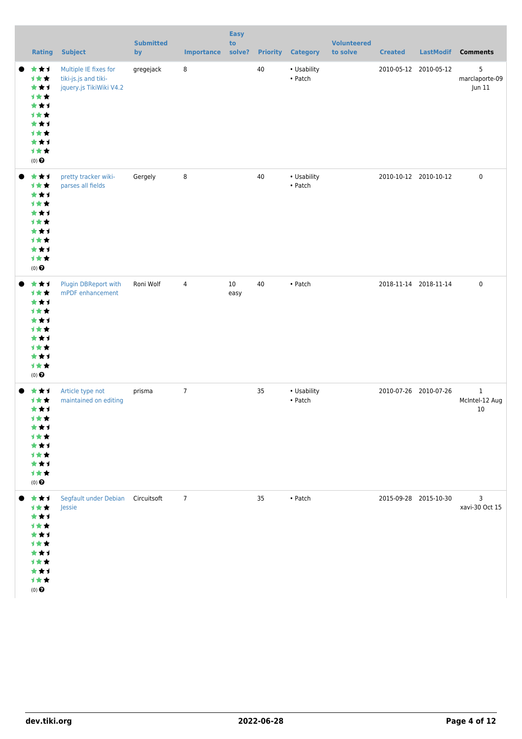| | Rating | Subject | Submitted by | Importance | Easy to solve? | Priority | Category | Volunteered to solve | Created | LastModif | Comments |
|---|---|---|---|---|---|---|---|---|---|---|---|
| ● | (0) | Multiple IE fixes for tiki-js.js and tiki-jquery.js TikiWiki V4.2 | gregejack | 8 | | 40 | • Usability • Patch | | 2010-05-12 | 2010-05-12 | 5 marclaporte-09 Jun 11 |
| ● | (0) | pretty tracker wiki-parses all fields | Gergely | 8 | | 40 | • Usability • Patch | | 2010-10-12 | 2010-10-12 | 0 |
| ● | (0) | Plugin DBReport with mPDF enhancement | Roni Wolf | 4 | 10 easy | 40 | • Patch | | 2018-11-14 | 2018-11-14 | 0 |
| ● | (0) | Article type not maintained on editing | prisma | 7 | | 35 | • Usability • Patch | | 2010-07-26 | 2010-07-26 | 1 McIntel-12 Aug 10 |
| ● | (0) | Segfault under Debian Jessie | Circuitsoft | 7 | | 35 | • Patch | | 2015-09-28 | 2015-10-30 | 3 xavi-30 Oct 15 |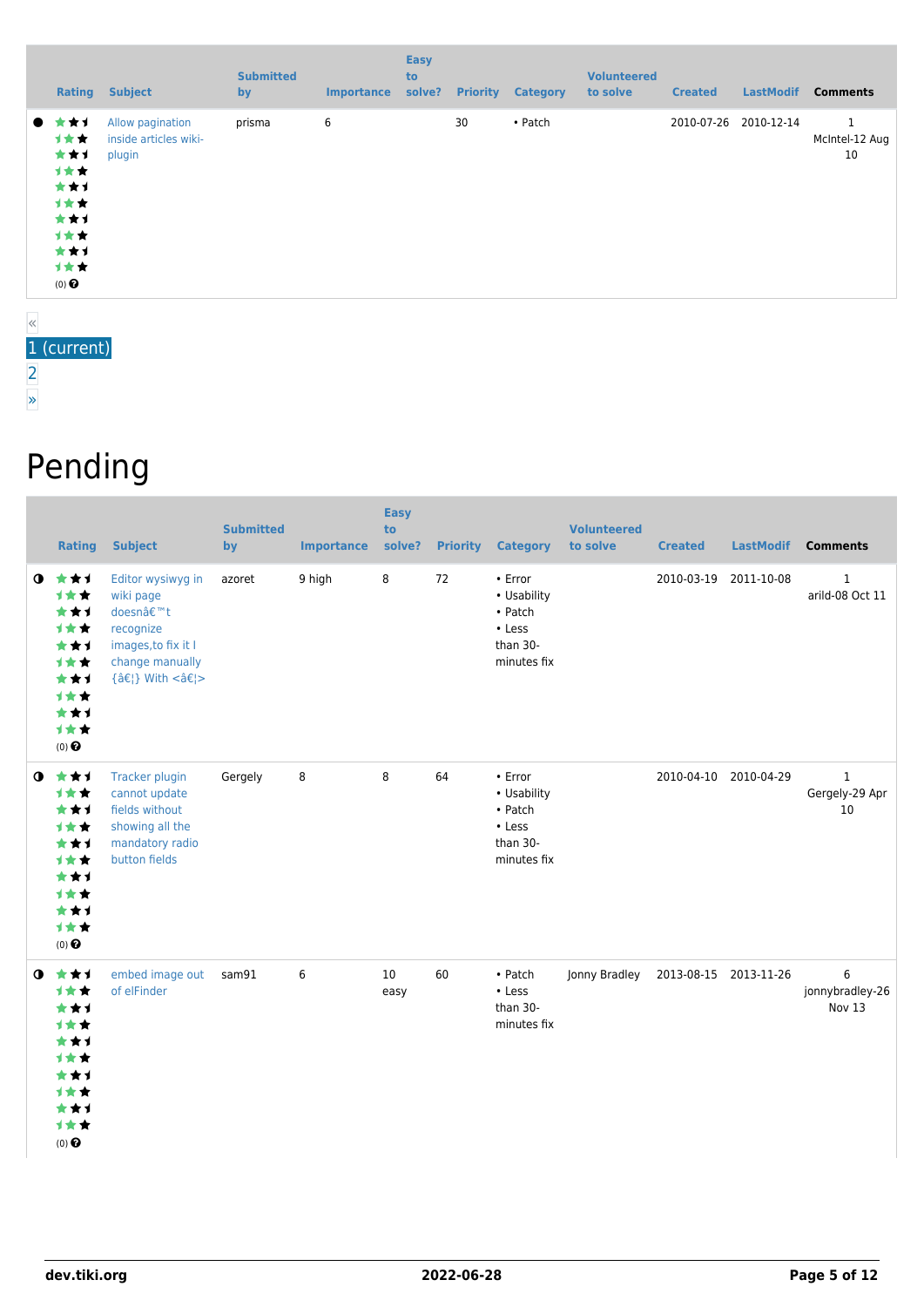| | Rating | Subject | Submitted by | Importance | Easy to solve? | Priority | Category | Volunteered to solve | Created | LastModif | Comments |
|---|---|---|---|---|---|---|---|---|---|---|---|
| ● | (0) | Allow pagination inside articles wiki-plugin | prisma | 6 | | 30 | • Patch | | 2010-07-26 | 2010-12-14 | 1 McIntel-12 Aug 10 |

«
1 (current)
2
»

# Pending

| | Rating | Subject | Submitted by | Importance | Easy to solve? | Priority | Category | Volunteered to solve | Created | LastModif | Comments |
|---|---|---|---|---|---|---|---|---|---|---|---|
| ◐ | (0) | Editor wysiwyg in wiki page doesnâ€™t recognize images,to fix it I change manually {â€¦} With <â€¦> | azoret | 9 high | 8 | 72 | • Error • Usability • Patch • Less than 30-minutes fix | | 2010-03-19 | 2011-10-08 | 1 arild-08 Oct 11 |
| ◐ | (0) | Tracker plugin cannot update fields without showing all the mandatory radio button fields | Gergely | 8 | 8 | 64 | • Error • Usability • Patch • Less than 30-minutes fix | | 2010-04-10 | 2010-04-29 | 1 Gergely-29 Apr 10 |
| ◐ | (0) | embed image out of elFinder | sam91 | 6 | 10 easy | 60 | • Patch • Less than 30-minutes fix | Jonny Bradley | 2013-08-15 | 2013-11-26 | 6 jonnybradley-26 Nov 13 |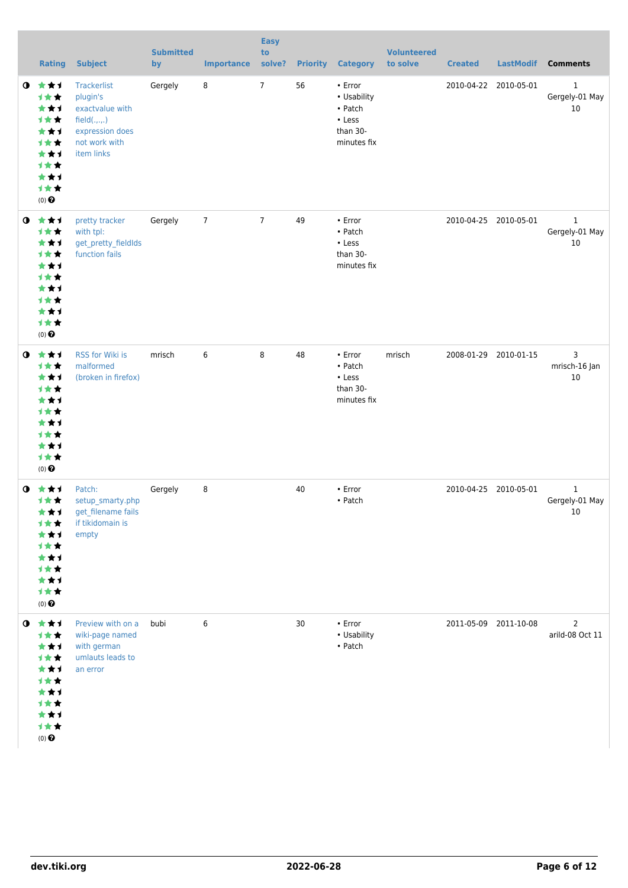| | Rating | Subject | Submitted by | Importance | Easy to solve? | Priority | Category | Volunteered to solve | Created | LastModif | Comments |
|---|---|---|---|---|---|---|---|---|---|---|---|
| ◑ | (0) | Trackerlist plugin's exactvalue with field(.,.,.) expression does not work with item links | Gergely | 8 | 7 | 56 | • Error • Usability • Patch • Less than 30-minutes fix | | 2010-04-22 | 2010-05-01 | 1 Gergely-01 May 10 |
| ◑ | (0) | pretty tracker with tpl: get_pretty_fieldIds function fails | Gergely | 7 | 7 | 49 | • Error • Patch • Less than 30-minutes fix | | 2010-04-25 | 2010-05-01 | 1 Gergely-01 May 10 |
| ◑ | (0) | RSS for Wiki is malformed (broken in firefox) | mrisch | 6 | 8 | 48 | • Error • Patch • Less than 30-minutes fix | mrisch | 2008-01-29 | 2010-01-15 | 3 mrisch-16 Jan 10 |
| ◑ | (0) | Patch: setup_smarty.php get_filename fails if tikidomain is empty | Gergely | 8 | | 40 | • Error • Patch | | 2010-04-25 | 2010-05-01 | 1 Gergely-01 May 10 |
| ◑ | (0) | Preview with on a wiki-page named with german umlauts leads to an error | bubi | 6 | | 30 | • Error • Usability • Patch | | 2011-05-09 | 2011-10-08 | 2 arild-08 Oct 11 |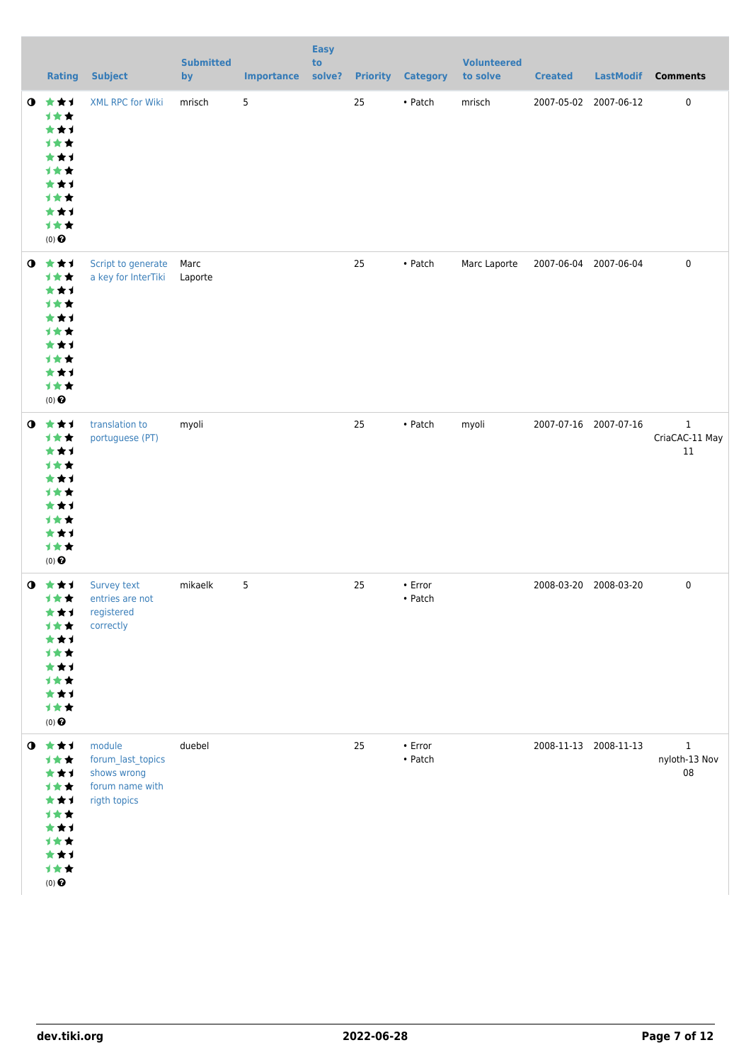| | Rating | Subject | Submitted by | Importance | Easy to solve? | Priority | Category | Volunteered to solve | Created | LastModif | Comments |
|---|---|---|---|---|---|---|---|---|---|---|---|
| ◑ | (0) | XML RPC for Wiki | mrisch | 5 | | 25 | • Patch | mrisch | 2007-05-02 | 2007-06-12 | 0 |
| ◑ | (0) | Script to generate a key for InterTiki | Marc Laporte | | | 25 | • Patch | Marc Laporte | 2007-06-04 | 2007-06-04 | 0 |
| ◑ | (0) | translation to portuguese (PT) | myoli | | | 25 | • Patch | myoli | 2007-07-16 | 2007-07-16 | 1 CriaCAC-11 May 11 |
| ◑ | (0) | Survey text entries are not registered correctly | mikaelk | 5 | | 25 | • Error • Patch | | 2008-03-20 | 2008-03-20 | 0 |
| ◑ | (0) | module forum_last_topics shows wrong forum name with rigth topics | duebel | | | 25 | • Error • Patch | | 2008-11-13 | 2008-11-13 | 1 nyloth-13 Nov 08 |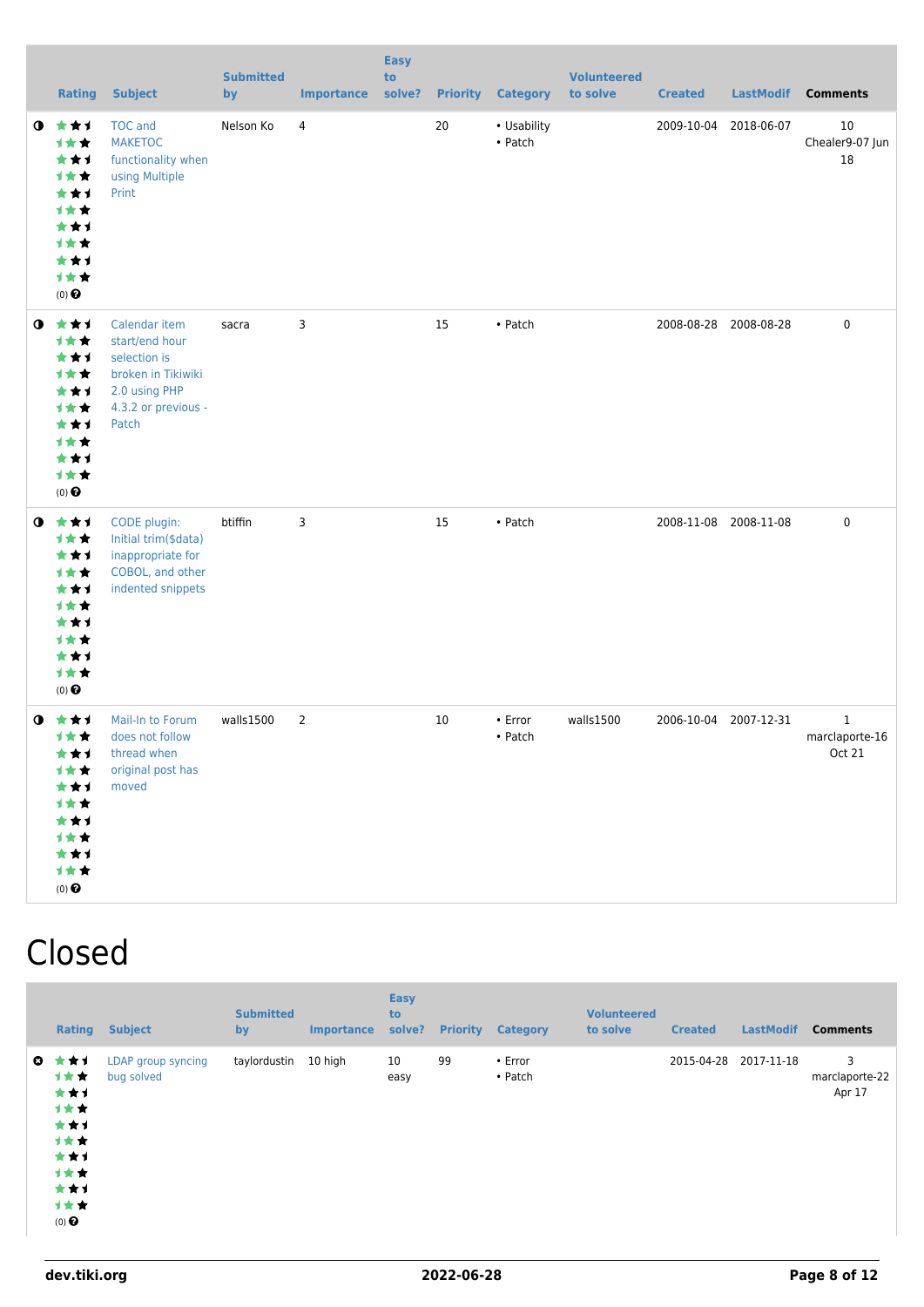| | Rating | Subject | Submitted by | Importance | Easy to solve? | Priority | Category | Volunteered to solve | Created | LastModif | Comments |
|---|---|---|---|---|---|---|---|---|---|---|---|
| ◑ | (0) | TOC and MAKETOC functionality when using Multiple Print | Nelson Ko | 4 | | 20 | • Usability • Patch | | 2009-10-04 | 2018-06-07 | 10 Chealer9-07 Jun 18 |
| ◑ | (0) | Calendar item start/end hour selection is broken in Tikiwiki 2.0 using PHP 4.3.2 or previous - Patch | sacra | 3 | | 15 | • Patch | | 2008-08-28 | 2008-08-28 | 0 |
| ◑ | (0) | CODE plugin: Initial trim($data) inappropriate for COBOL, and other indented snippets | btiffin | 3 | | 15 | • Patch | | 2008-11-08 | 2008-11-08 | 0 |
| ◑ | (0) | Mail-In to Forum does not follow thread when original post has moved | walls1500 | 2 | | 10 | • Error • Patch | walls1500 | 2006-10-04 | 2007-12-31 | 1 marclaporte-16 Oct 21 |

# Closed

| | Rating | Subject | Submitted by | Importance | Easy to solve? | Priority | Category | Volunteered to solve | Created | LastModif | Comments |
|---|---|---|---|---|---|---|---|---|---|---|---|
| ✖ | (0) | LDAP group syncing bug solved | taylordustin | 10 high | 10 easy | 99 | • Error • Patch | | 2015-04-28 | 2017-11-18 | 3 marclaporte-22 Apr 17 |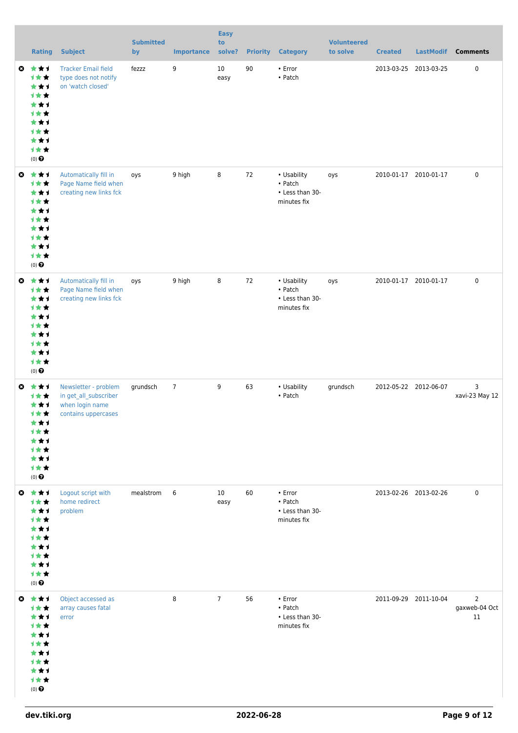| | Rating | Subject | Submitted by | Importance | Easy to solve? | Priority | Category | Volunteered to solve | Created | LastModif | Comments |
|---|---|---|---|---|---|---|---|---|---|---|---|
| | (0) | Tracker Email field type does not notify on 'watch closed' | fezzz | 9 | 10 easy | 90 | • Error • Patch | | 2013-03-25 | 2013-03-25 | 0 |
| | (0) | Automatically fill in Page Name field when creating new links fck | oys | 9 high | 8 | 72 | • Usability • Patch • Less than 30-minutes fix | oys | 2010-01-17 | 2010-01-17 | 0 |
| | (0) | Automatically fill in Page Name field when creating new links fck | oys | 9 high | 8 | 72 | • Usability • Patch • Less than 30-minutes fix | oys | 2010-01-17 | 2010-01-17 | 0 |
| | (0) | Newsletter - problem in get_all_subscriber when login name contains uppercases | grundsch | 7 | 9 | 63 | • Usability • Patch | grundsch | 2012-05-22 | 2012-06-07 | 3 xavi-23 May 12 |
| | (0) | Logout script with home redirect problem | mealstrom | 6 | 10 easy | 60 | • Error • Patch • Less than 30-minutes fix | | 2013-02-26 | 2013-02-26 | 0 |
| | (0) | Object accessed as array causes fatal error | | 8 | 7 | 56 | • Error • Patch • Less than 30-minutes fix | | 2011-09-29 | 2011-10-04 | 2 gaxweb-04 Oct 11 |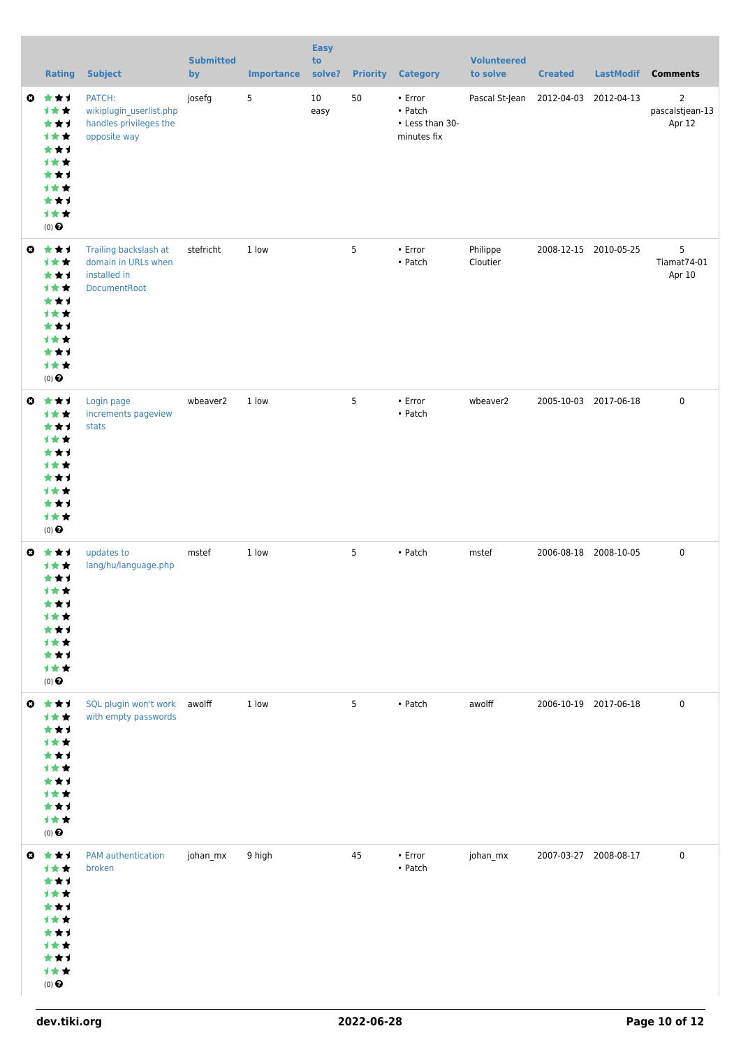| | Rating | Subject | Submitted by | Importance | Easy to solve? | Priority | Category | Volunteered to solve | Created | LastModif | Comments |
|---|---|---|---|---|---|---|---|---|---|---|---|
| | (0) | PATCH: wikiplugin_userlist.php handles privileges the opposite way | josefg | 5 | 10 easy | 50 | • Error<br>• Patch<br>• Less than 30-minutes fix | Pascal St-Jean | 2012-04-03 | 2012-04-13 | 2 pascalstjean-13 Apr 12 |
| | (0) | Trailing backslash at domain in URLs when installed in DocumentRoot | stefricht | 1 low | | 5 | • Error<br>• Patch | Philippe Cloutier | 2008-12-15 | 2010-05-25 | 5 Tiamat74-01 Apr 10 |
| | (0) | Login page increments pageview stats | wbeaver2 | 1 low | | 5 | • Error<br>• Patch | wbeaver2 | 2005-10-03 | 2017-06-18 | 0 |
| | (0) | updates to lang/hu/language.php | mstef | 1 low | | 5 | • Patch | mstef | 2006-08-18 | 2008-10-05 | 0 |
| | (0) | SQL plugin won't work with empty passwords | awolff | 1 low | | 5 | • Patch | awolff | 2006-10-19 | 2017-06-18 | 0 |
| | (0) | PAM authentication broken | johan_mx | 9 high | | 45 | • Error<br>• Patch | johan_mx | 2007-03-27 | 2008-08-17 | 0 |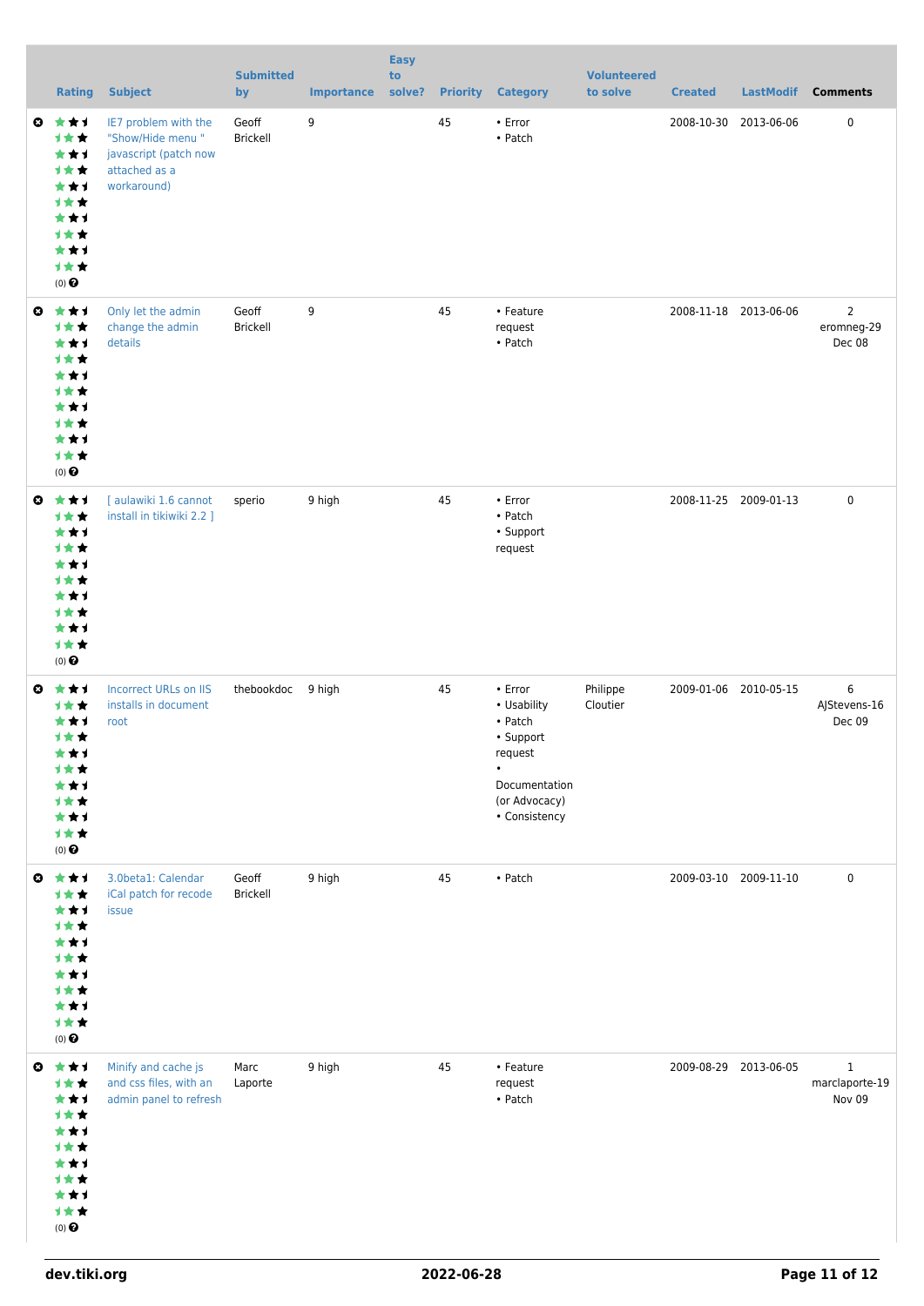| | Rating | Subject | Submitted by | Importance | Easy to solve? | Priority | Category | Volunteered to solve | Created | LastModif | Comments |
|---|---|---|---|---|---|---|---|---|---|---|---|
| | (0) | IE7 problem with the "Show/Hide menu " javascript (patch now attached as a workaround) | Geoff Brickell | 9 | | 45 | • Error<br>• Patch | | 2008-10-30 | 2013-06-06 | 0 |
| | (0) | Only let the admin change the admin details | Geoff Brickell | 9 | | 45 | • Feature request<br>• Patch | | 2008-11-18 | 2013-06-06 | 2<br>eromneg-29 Dec 08 |
| | (0) | [ aulawiki 1.6 cannot install in tikiwiki 2.2 ] | sperio | 9 high | | 45 | • Error<br>• Patch<br>• Support request | | 2008-11-25 | 2009-01-13 | 0 |
| | (0) | Incorrect URLs on IIS installs in document root | thebookdoc | 9 high | | 45 | • Error<br>• Usability<br>• Patch<br>• Support request<br>• Documentation (or Advocacy)<br>• Consistency | Philippe Cloutier | 2009-01-06 | 2010-05-15 | 6<br>AJStevens-16 Dec 09 |
| | (0) | 3.0beta1: Calendar iCal patch for recode issue | Geoff Brickell | 9 high | | 45 | • Patch | | 2009-03-10 | 2009-11-10 | 0 |
| | (0) | Minify and cache js and css files, with an admin panel to refresh | Marc Laporte | 9 high | | 45 | • Feature request<br>• Patch | | 2009-08-29 | 2013-06-05 | 1<br>marclaporte-19 Nov 09 |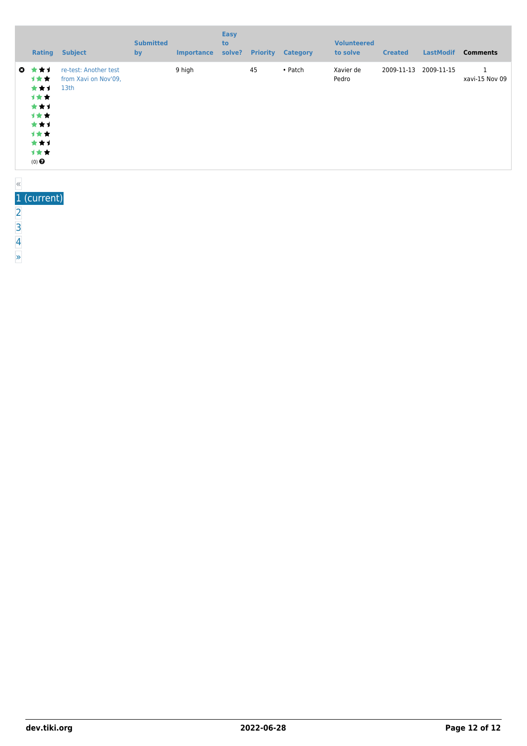| | Rating | Subject | Submitted by | Importance | Easy to solve? | Priority | Category | Volunteered to solve | Created | LastModif | Comments |
|---|---|---|---|---|---|---|---|---|---|---|---|
| | (0) | re-test: Another test from Xavi on Nov'09, 13th | | 9 high | | 45 | • Patch | Xavier de Pedro | 2009-11-13 | 2009-11-15 | 1 xavi-15 Nov 09 |

«

1 (current)

2

3

4

»